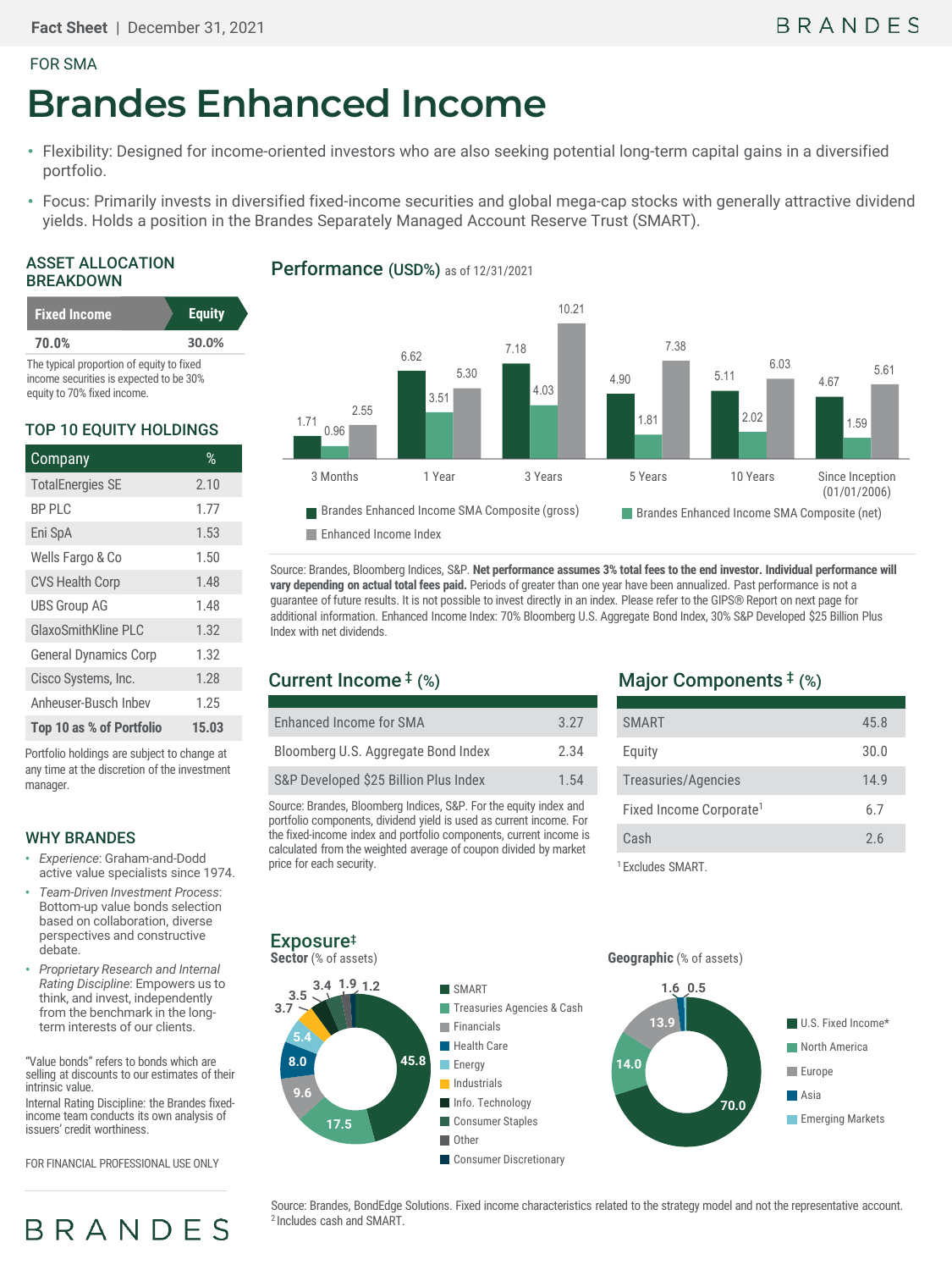FOR SMA

# Brandes Enhanced Income

- Flexibility: Designed for income-oriented investors who are also seeking potential long-term capital gains in a diversified portfolio.
- Focus: Primarily invests in diversified fixed-income securities and global mega-cap stocks with generally attractive dividend yields. Holds a position in the Brandes Separately Managed Account Reserve Trust (SMART).

## ASSET ALLOCATION BREAKDOWN

| Fixed Income | Equity |
|---|---|
| 70.0% | 30.0% |

The typical proportion of equity to fixed income securities is expected to be 30% equity to 70% fixed income.

## TOP 10 EQUITY HOLDINGS

| Company | % |
|---|---|
| TotalEnergies SE | 2.10 |
| BP PLC | 1.77 |
| Eni SpA | 1.53 |
| Wells Fargo & Co | 1.50 |
| CVS Health Corp | 1.48 |
| UBS Group AG | 1.48 |
| GlaxoSmithKline PLC | 1.32 |
| General Dynamics Corp | 1.32 |
| Cisco Systems, Inc. | 1.28 |
| Anheuser-Busch Inbev | 1.25 |
| **Top 10 as % of Portfolio** | **15.03** |

Portfolio holdings are subject to change at any time at the discretion of the investment manager.

## WHY BRANDES

- *Experience*: Graham-and-Dodd active value specialists since 1974.
- *Team-Driven Investment Process*: Bottom-up value bonds selection based on collaboration, diverse perspectives and constructive debate.
- *Proprietary Research and Internal Rating Discipline*: Empowers us to think, and invest, independently from the benchmark in the long-term interests of our clients.

"Value bonds" refers to bonds which are selling at discounts to our estimates of their intrinsic value.
Internal Rating Discipline: the Brandes fixed-income team conducts its own analysis of issuers' credit worthiness.

FOR FINANCIAL PROFESSIONAL USE ONLY

## Performance (USD%) as of 12/31/2021

| | 3 Months | 1 Year | 3 Years | 5 Years | 10 Years | Since Inception (01/01/2006) |
|---|---|---|---|---|---|---|
| Brandes Enhanced Income SMA Composite (gross) | 1.71 | 6.62 | 7.18 | 4.90 | 5.11 | 4.67 |
| Brandes Enhanced Income SMA Composite (net) | 0.96 | 3.51 | 4.03 | 1.81 | 2.02 | 1.59 |
| Enhanced Income Index | 2.55 | 5.30 | 10.21 | 7.38 | 6.03 | 5.61 |

Source: Brandes, Bloomberg Indices, S&P. **Net performance assumes 3% total fees to the end investor. Individual performance will vary depending on actual total fees paid.** Periods of greater than one year have been annualized. Past performance is not a guarantee of future results. It is not possible to invest directly in an index. Please refer to the GIPS® Report on next page for additional information. Enhanced Income Index: 70% Bloomberg U.S. Aggregate Bond Index, 30% S&P Developed $25 Billion Plus Index with net dividends.

## Current Income ‡ (%)

| | |
|---|---|
| Enhanced Income for SMA | 3.27 |
| Bloomberg U.S. Aggregate Bond Index | 2.34 |
| S&P Developed $25 Billion Plus Index | 1.54 |

Source: Brandes, Bloomberg Indices, S&P. For the equity index and portfolio components, dividend yield is used as current income. For the fixed-income index and portfolio components, current income is calculated from the weighted average of coupon divided by market price for each security.

## Major Components ‡ (%)

| | |
|---|---|
| SMART | 45.8 |
| Equity | 30.0 |
| Treasuries/Agencies | 14.9 |
| Fixed Income Corporate[1] | 6.7 |
| Cash | 2.6 |

[1] Excludes SMART.

## Exposure‡

**Sector** (% of assets)

| Sector | % |
|---|---|
| SMART | 45.8 |
| Treasuries Agencies & Cash | 17.5 |
| Financials | 9.6 |
| Health Care | 8.0 |
| Energy | 5.4 |
| Industrials | 3.7 |
| Info. Technology | 3.5 |
| Consumer Staples | 3.4 |
| Other | 1.9 |
| Consumer Discretionary | 1.2 |

**Geographic** (% of assets)

| Region | % |
|---|---|
| U.S. Fixed Income* | 70.0 |
| North America | 14.0 |
| Europe | 13.9 |
| Asia | 1.6 |
| Emerging Markets | 0.5 |

Source: Brandes, BondEdge Solutions. Fixed income characteristics related to the strategy model and not the representative account.
[2] Includes cash and SMART.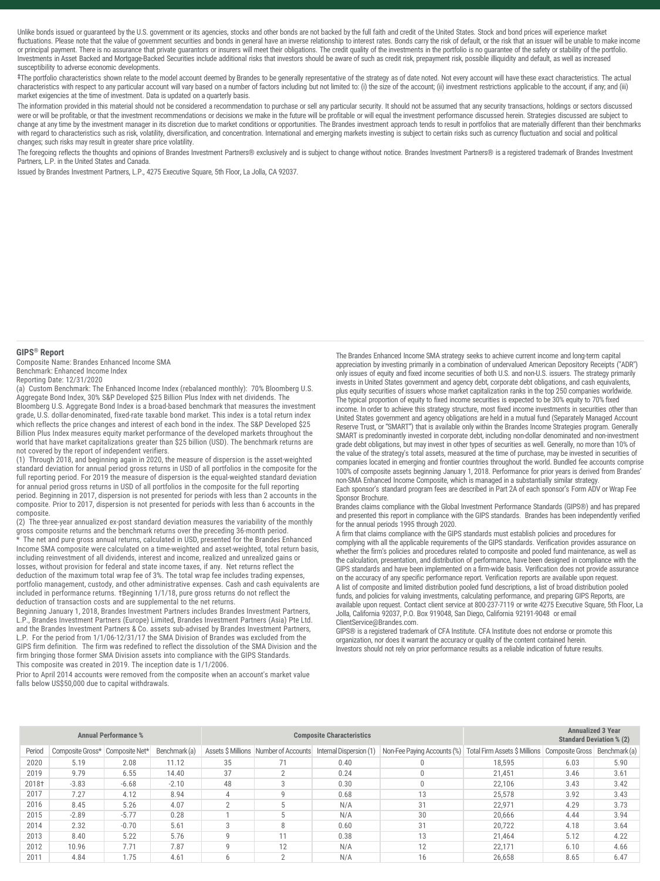Unlike bonds issued or guaranteed by the U.S. government or its agencies, stocks and other bonds are not backed by the full faith and credit of the United States. Stock and bond prices will experience market fluctuations. Please note that the value of government securities and bonds in general have an inverse relationship to interest rates. Bonds carry the risk of default, or the risk that an issuer will be unable to make income or principal payment. There is no assurance that private guarantors or insurers will meet their obligations. The credit quality of the investments in the portfolio is no guarantee of the safety or stability of the portfolio. Investments in Asset Backed and Mortgage-Backed Securities include additional risks that investors should be aware of such as credit risk, prepayment risk, possible illiquidity and default, as well as increased susceptibility to adverse economic developments.

‡The portfolio characteristics shown relate to the model account deemed by Brandes to be generally representative of the strategy as of date noted. Not every account will have these exact characteristics. The actual characteristics with respect to any particular account will vary based on a number of factors including but not limited to: (i) the size of the account; (ii) investment restrictions applicable to the account, if any; and (iii) market exigencies at the time of investment. Data is updated on a quarterly basis.

The information provided in this material should not be considered a recommendation to purchase or sell any particular security. It should not be assumed that any security transactions, holdings or sectors discussed were or will be profitable, or that the investment recommendations or decisions we make in the future will be profitable or will equal the investment performance discussed herein. Strategies discussed are subject to change at any time by the investment manager in its discretion due to market conditions or opportunities. The Brandes investment approach tends to result in portfolios that are materially different than their benchmarks with regard to characteristics such as risk, volatility, diversification, and concentration. International and emerging markets investing is subject to certain risks such as currency fluctuation and social and political changes; such risks may result in greater share price volatility.

The foregoing reflects the thoughts and opinions of Brandes Investment Partners® exclusively and is subject to change without notice. Brandes Investment Partners® is a registered trademark of Brandes Investment Partners, L.P. in the United States and Canada.

Issued by Brandes Investment Partners, L.P., 4275 Executive Square, 5th Floor, La Jolla, CA 92037.

## GIPS® Report

Composite Name: Brandes Enhanced Income SMA
Benchmark: Enhanced Income Index
Reporting Date: 12/31/2020

(a) Custom Benchmark: The Enhanced Income Index (rebalanced monthly): 70% Bloomberg U.S. Aggregate Bond Index, 30% S&P Developed $25 Billion Plus Index with net dividends. The Bloomberg U.S. Aggregate Bond Index is a broad-based benchmark that measures the investment grade, U.S. dollar-denominated, fixed-rate taxable bond market. This index is a total return index which reflects the price changes and interest of each bond in the index. The S&P Developed $25 Billion Plus Index measures equity market performance of the developed markets throughout the world that have market capitalizations greater than $25 billion (USD). The benchmark returns are not covered by the report of independent verifiers.

(1) Through 2018, and beginning again in 2020, the measure of dispersion is the asset-weighted standard deviation for annual period gross returns in USD of all portfolios in the composite for the full reporting period. For 2019 the measure of dispersion is the equal-weighted standard deviation for annual period gross returns in USD of all portfolios in the composite for the full reporting period. Beginning in 2017, dispersion is not presented for periods with less than 2 accounts in the composite. Prior to 2017, dispersion is not presented for periods with less than 6 accounts in the composite.

(2) The three-year annualized ex-post standard deviation measures the variability of the monthly gross composite returns and the benchmark returns over the preceding 36-month period.

\* The net and pure gross annual returns, calculated in USD, presented for the Brandes Enhanced Income SMA composite were calculated on a time-weighted and asset-weighted, total return basis, including reinvestment of all dividends, interest and income, realized and unrealized gains or losses, without provision for federal and state income taxes, if any. Net returns reflect the deduction of the maximum total wrap fee of 3%. The total wrap fee includes trading expenses, portfolio management, custody, and other administrative expenses. Cash and cash equivalents are included in performance returns. †Beginning 1/1/18, pure gross returns do not reflect the deduction of transaction costs and are supplemental to the net returns.

Beginning January 1, 2018, Brandes Investment Partners includes Brandes Investment Partners, L.P., Brandes Investment Partners (Europe) Limited, Brandes Investment Partners (Asia) Pte Ltd. and the Brandes Investment Partners & Co. assets sub-advised by Brandes Investment Partners, L.P. For the period from 1/1/06-12/31/17 the SMA Division of Brandes was excluded from the GIPS firm definition. The firm was redefined to reflect the dissolution of the SMA Division and the firm bringing those former SMA Division assets into compliance with the GIPS Standards.

This composite was created in 2019. The inception date is 1/1/2006.

Prior to April 2014 accounts were removed from the composite when an account's market value falls below US$50,000 due to capital withdrawals.

The Brandes Enhanced Income SMA strategy seeks to achieve current income and long-term capital appreciation by investing primarily in a combination of undervalued American Depository Receipts ("ADR") only issues of equity and fixed income securities of both U.S. and non-U.S. issuers. The strategy primarily invests in United States government and agency debt, corporate debt obligations, and cash equivalents, plus equity securities of issuers whose market capitalization ranks in the top 250 companies worldwide. The typical proportion of equity to fixed income securities is expected to be 30% equity to 70% fixed income. In order to achieve this strategy structure, most fixed income investments in securities other than United States government and agency obligations are held in a mutual fund (Separately Managed Account Reserve Trust, or "SMART") that is available only within the Brandes Income Strategies program. Generally SMART is predominantly invested in corporate debt, including non-dollar denominated and non-investment grade debt obligations, but may invest in other types of securities as well. Generally, no more than 10% of the value of the strategy's total assets, measured at the time of purchase, may be invested in securities of companies located in emerging and frontier countries throughout the world. Bundled fee accounts comprise 100% of composite assets beginning January 1, 2018. Performance for prior years is derived from Brandes' non-SMA Enhanced Income Composite, which is managed in a substantially similar strategy.

Each sponsor's standard program fees are described in Part 2A of each sponsor's Form ADV or Wrap Fee Sponsor Brochure.

Brandes claims compliance with the Global Investment Performance Standards (GIPS®) and has prepared and presented this report in compliance with the GIPS standards. Brandes has been independently verified for the annual periods 1995 through 2020.

A firm that claims compliance with the GIPS standards must establish policies and procedures for complying with all the applicable requirements of the GIPS standards. Verification provides assurance on whether the firm's policies and procedures related to composite and pooled fund maintenance, as well as the calculation, presentation, and distribution of performance, have been designed in compliance with the GIPS standards and have been implemented on a firm-wide basis. Verification does not provide assurance on the accuracy of any specific performance report. Verification reports are available upon request.

A list of composite and limited distribution pooled fund descriptions, a list of broad distribution pooled funds, and policies for valuing investments, calculating performance, and preparing GIPS Reports, are available upon request. Contact client service at 800-237-7119 or write 4275 Executive Square, 5th Floor, La Jolla, California 92037, P.O. Box 919048, San Diego, California 92191-9048 or email ClientService@Brandes.com.

GIPS® is a registered trademark of CFA Institute. CFA Institute does not endorse or promote this organization, nor does it warrant the accuracy or quality of the content contained herein.

Investors should not rely on prior performance results as a reliable indication of future results.

| Annual Performance % | | | | Composite Characteristics | | | | | Annualized 3 Year Standard Deviation % (2) | |
|---|---|---|---|---|---|---|---|---|---|---|
| Period | Composite Gross* | Composite Net* | Benchmark (a) | Assets $ Millions | Number of Accounts | Internal Dispersion (1) | Non-Fee Paying Accounts (%) | Total Firm Assets $ Millions | Composite Gross | Benchmark (a) |
| 2020 | 5.19 | 2.08 | 11.12 | 35 | 71 | 0.40 | 0 | 18,595 | 6.03 | 5.90 |
| 2019 | 9.79 | 6.55 | 14.40 | 37 | 2 | 0.24 | 0 | 21,451 | 3.46 | 3.61 |
| 2018† | -3.83 | -6.68 | -2.10 | 48 | 3 | 0.30 | 0 | 22,106 | 3.43 | 3.42 |
| 2017 | 7.27 | 4.12 | 8.94 | 4 | 9 | 0.68 | 13 | 25,578 | 3.92 | 3.43 |
| 2016 | 8.45 | 5.26 | 4.07 | 2 | 5 | N/A | 31 | 22,971 | 4.29 | 3.73 |
| 2015 | -2.89 | -5.77 | 0.28 | 1 | 5 | N/A | 30 | 20,666 | 4.44 | 3.94 |
| 2014 | 2.32 | -0.70 | 5.61 | 3 | 8 | 0.60 | 31 | 20,722 | 4.18 | 3.64 |
| 2013 | 8.40 | 5.22 | 5.76 | 9 | 11 | 0.38 | 13 | 21,464 | 5.12 | 4.22 |
| 2012 | 10.96 | 7.71 | 7.87 | 9 | 12 | N/A | 12 | 22,171 | 6.10 | 4.66 |
| 2011 | 4.84 | 1.75 | 4.61 | 6 | 2 | N/A | 16 | 26,658 | 8.65 | 6.47 |